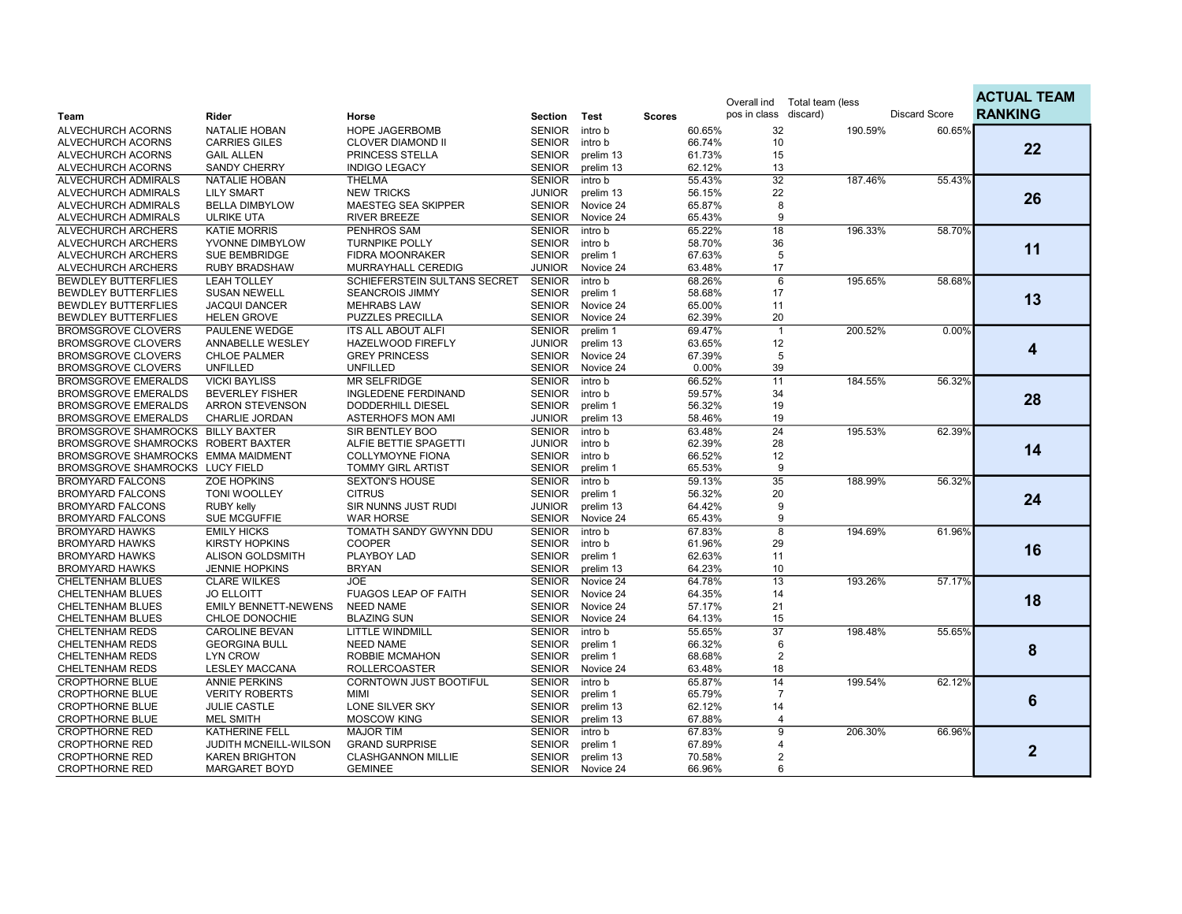| Team | Rider | Horse | Section | Test | Scores | Overall ind pos in class | Total team (less discard) | Discard Score | ACTUAL TEAM RANKING |
|---|---|---|---|---|---|---|---|---|---|
| ALVECHURCH ACORNS | NATALIE HOBAN | HOPE JAGERBOMB | SENIOR | intro b | 60.65% | 32 | 190.59% | 60.65% | 22 |
| ALVECHURCH ACORNS | CARRIES GILES | CLOVER DIAMOND II | SENIOR | intro b | 66.74% | 10 | | | |
| ALVECHURCH ACORNS | GAIL ALLEN | PRINCESS STELLA | SENIOR | prelim 13 | 61.73% | 15 | | | |
| ALVECHURCH ACORNS | SANDY CHERRY | INDIGO LEGACY | SENIOR | prelim 13 | 62.12% | 13 | | | |
| ALVECHURCH ADMIRALS | NATALIE HOBAN | THELMA | SENIOR | intro b | 55.43% | 32 | 187.46% | 55.43% | 26 |
| ALVECHURCH ADMIRALS | LILY SMART | NEW TRICKS | JUNIOR | prelim 13 | 56.15% | 22 | | | |
| ALVECHURCH ADMIRALS | BELLA DIMBYLOW | MAESTEG SEA SKIPPER | SENIOR | Novice 24 | 65.87% | 8 | | | |
| ALVECHURCH ADMIRALS | ULRIKE UTA | RIVER BREEZE | SENIOR | Novice 24 | 65.43% | 9 | | | |
| ALVECHURCH ARCHERS | KATIE MORRIS | PENHROS SAM | SENIOR | intro b | 65.22% | 18 | 196.33% | 58.70% | 11 |
| ALVECHURCH ARCHERS | YVONNE DIMBYLOW | TURNPIKE POLLY | SENIOR | intro b | 58.70% | 36 | | | |
| ALVECHURCH ARCHERS | SUE BEMBRIDGE | FIDRA MOONRAKER | SENIOR | prelim 1 | 67.63% | 5 | | | |
| ALVECHURCH ARCHERS | RUBY BRADSHAW | MURRAYHALL CEREDIG | JUNIOR | Novice 24 | 63.48% | 17 | | | |
| BEWDLEY BUTTERFLIES | LEAH TOLLEY | SCHIEFERSTEIN SULTANS SECRET | SENIOR | intro b | 68.26% | 6 | 195.65% | 58.68% | 13 |
| BEWDLEY BUTTERFLIES | SUSAN NEWELL | SEANCROIS JIMMY | SENIOR | prelim 1 | 58.68% | 17 | | | |
| BEWDLEY BUTTERFLIES | JACQUI DANCER | MEHRABS LAW | SENIOR | Novice 24 | 65.00% | 11 | | | |
| BEWDLEY BUTTERFLIES | HELEN GROVE | PUZZLES PRECILLA | SENIOR | Novice 24 | 62.39% | 20 | | | |
| BROMSGROVE CLOVERS | PAULENE WEDGE | ITS ALL ABOUT ALFI | SENIOR | prelim 1 | 69.47% | 1 | 200.52% | 0.00% | 4 |
| BROMSGROVE CLOVERS | ANNABELLE WESLEY | HAZELWOOD FIREFLY | JUNIOR | prelim 13 | 63.65% | 12 | | | |
| BROMSGROVE CLOVERS | CHLOE PALMER | GREY PRINCESS | SENIOR | Novice 24 | 67.39% | 5 | | | |
| BROMSGROVE CLOVERS | UNFILLED | UNFILLED | SENIOR | Novice 24 | 0.00% | 39 | | | |
| BROMSGROVE EMERALDS | VICKI BAYLISS | MR SELFRIDGE | SENIOR | intro b | 66.52% | 11 | 184.55% | 56.32% | 28 |
| BROMSGROVE EMERALDS | BEVERLEY FISHER | INGLEDENE FERDINAND | SENIOR | intro b | 59.57% | 34 | | | |
| BROMSGROVE EMERALDS | ARRON STEVENSON | DODDERHILL DIESEL | SENIOR | prelim 1 | 56.32% | 19 | | | |
| BROMSGROVE EMERALDS | CHARLIE JORDAN | ASTERHOFS MON AMI | JUNIOR | prelim 13 | 58.46% | 19 | | | |
| BROMSGROVE SHAMROCKS | BILLY BAXTER | SIR BENTLEY BOO | SENIOR | intro b | 63.48% | 24 | 195.53% | 62.39% | 14 |
| BROMSGROVE SHAMROCKS | ROBERT BAXTER | ALFIE BETTIE SPAGETTI | JUNIOR | intro b | 62.39% | 28 | | | |
| BROMSGROVE SHAMROCKS | EMMA MAIDMENT | COLLYMOYNE FIONA | SENIOR | intro b | 66.52% | 12 | | | |
| BROMSGROVE SHAMROCKS | LUCY FIELD | TOMMY GIRL ARTIST | SENIOR | prelim 1 | 65.53% | 9 | | | |
| BROMYARD FALCONS | ZOE HOPKINS | SEXTON'S HOUSE | SENIOR | intro b | 59.13% | 35 | 188.99% | 56.32% | 24 |
| BROMYARD FALCONS | TONI WOOLLEY | CITRUS | SENIOR | prelim 1 | 56.32% | 20 | | | |
| BROMYARD FALCONS | RUBY kelly | SIR NUNNS JUST RUDI | JUNIOR | prelim 13 | 64.42% | 9 | | | |
| BROMYARD FALCONS | SUE MCGUFFIE | WAR HORSE | SENIOR | Novice 24 | 65.43% | 9 | | | |
| BROMYARD HAWKS | EMILY HICKS | TOMATH SANDY GWYNN DDU | SENIOR | intro b | 67.83% | 8 | 194.69% | 61.96% | 16 |
| BROMYARD HAWKS | KIRSTY HOPKINS | COOPER | SENIOR | intro b | 61.96% | 29 | | | |
| BROMYARD HAWKS | ALISON GOLDSMITH | PLAYBOY LAD | SENIOR | prelim 1 | 62.63% | 11 | | | |
| BROMYARD HAWKS | JENNIE HOPKINS | BRYAN | SENIOR | prelim 13 | 64.23% | 10 | | | |
| CHELTENHAM BLUES | CLARE WILKES | JOE | SENIOR | Novice 24 | 64.78% | 13 | 193.26% | 57.17% | 18 |
| CHELTENHAM BLUES | JO ELLOITT | FUAGOS LEAP OF FAITH | SENIOR | Novice 24 | 64.35% | 14 | | | |
| CHELTENHAM BLUES | EMILY BENNETT-NEWENS | NEED NAME | SENIOR | Novice 24 | 57.17% | 21 | | | |
| CHELTENHAM BLUES | CHLOE DONOCHIE | BLAZING SUN | SENIOR | Novice 24 | 64.13% | 15 | | | |
| CHELTENHAM REDS | CAROLINE BEVAN | LITTLE WINDMILL | SENIOR | intro b | 55.65% | 37 | 198.48% | 55.65% | 8 |
| CHELTENHAM REDS | GEORGINA BULL | NEED NAME | SENIOR | prelim 1 | 66.32% | 6 | | | |
| CHELTENHAM REDS | LYN CROW | ROBBIE MCMAHON | SENIOR | prelim 1 | 68.68% | 2 | | | |
| CHELTENHAM REDS | LESLEY MACCANA | ROLLERCOASTER | SENIOR | Novice 24 | 63.48% | 18 | | | |
| CROPTHORNE BLUE | ANNIE PERKINS | CORNTOWN JUST BOOTIFUL | SENIOR | intro b | 65.87% | 14 | 199.54% | 62.12% | 6 |
| CROPTHORNE BLUE | VERITY ROBERTS | MIMI | SENIOR | prelim 1 | 65.79% | 7 | | | |
| CROPTHORNE BLUE | JULIE CASTLE | LONE SILVER SKY | SENIOR | prelim 13 | 62.12% | 14 | | | |
| CROPTHORNE BLUE | MEL SMITH | MOSCOW KING | SENIOR | prelim 13 | 67.88% | 4 | | | |
| CROPTHORNE RED | KATHERINE FELL | MAJOR TIM | SENIOR | intro b | 67.83% | 9 | 206.30% | 66.96% | 2 |
| CROPTHORNE RED | JUDITH MCNEILL-WILSON | GRAND SURPRISE | SENIOR | prelim 1 | 67.89% | 4 | | | |
| CROPTHORNE RED | KAREN BRIGHTON | CLASHGANNON MILLIE | SENIOR | prelim 13 | 70.58% | 2 | | | |
| CROPTHORNE RED | MARGARET BOYD | GEMINEE | SENIOR | Novice 24 | 66.96% | 6 | | | |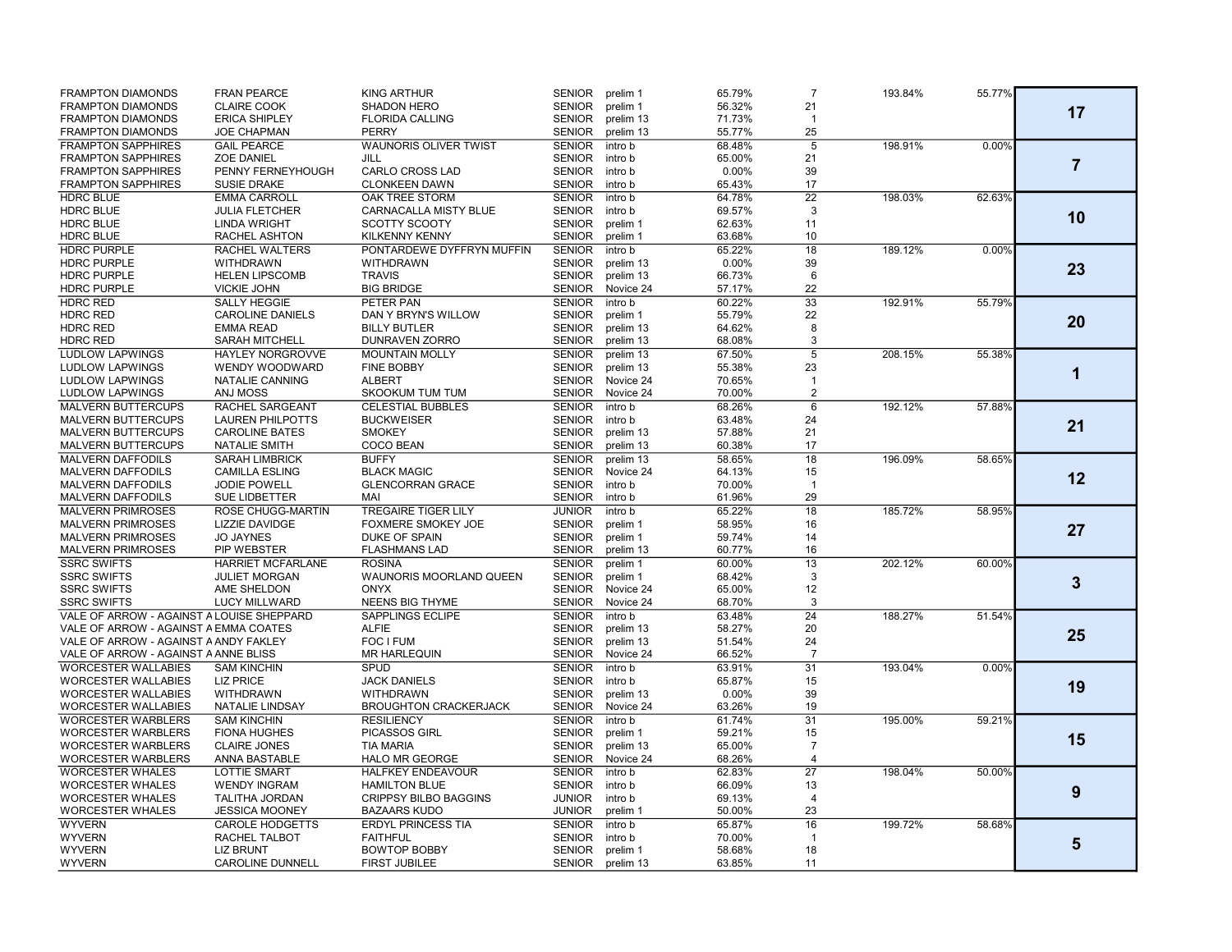| | | | | | | | | | |
|---|---|---|---|---|---|---|---|---|---|
| FRAMPTON DIAMONDS | FRAN PEARCE | KING ARTHUR | SENIOR | prelim 1 | 65.79% | 7 | 193.84% | 55.77% | 17 |
| FRAMPTON DIAMONDS | CLAIRE COOK | SHADON HERO | SENIOR | prelim 1 | 56.32% | 21 | | | |
| FRAMPTON DIAMONDS | ERICA SHIPLEY | FLORIDA CALLING | SENIOR | prelim 13 | 71.73% | 1 | | | |
| FRAMPTON DIAMONDS | JOE CHAPMAN | PERRY | SENIOR | prelim 13 | 55.77% | 25 | | | |
| FRAMPTON SAPPHIRES | GAIL PEARCE | WAUNORIS OLIVER TWIST | SENIOR | intro b | 68.48% | 5 | 198.91% | 0.00% | 7 |
| FRAMPTON SAPPHIRES | ZOE DANIEL | JILL | SENIOR | intro b | 65.00% | 21 | | | |
| FRAMPTON SAPPHIRES | PENNY FERNEYHOUGH | CARLO CROSS LAD | SENIOR | intro b | 0.00% | 39 | | | |
| FRAMPTON SAPPHIRES | SUSIE DRAKE | CLONKEEN DAWN | SENIOR | intro b | 65.43% | 17 | | | |
| HDRC BLUE | EMMA CARROLL | OAK TREE STORM | SENIOR | intro b | 64.78% | 22 | 198.03% | 62.63% | 10 |
| HDRC BLUE | JULIA FLETCHER | CARNACALLA MISTY BLUE | SENIOR | intro b | 69.57% | 3 | | | |
| HDRC BLUE | LINDA WRIGHT | SCOTTY SCOOTY | SENIOR | prelim 1 | 62.63% | 11 | | | |
| HDRC BLUE | RACHEL ASHTON | KILKENNY KENNY | SENIOR | prelim 1 | 63.68% | 10 | | | |
| HDRC PURPLE | RACHEL WALTERS | PONTARDEWE DYFFRYN MUFFIN | SENIOR | intro b | 65.22% | 18 | 189.12% | 0.00% | 23 |
| HDRC PURPLE | WITHDRAWN | WITHDRAWN | SENIOR | prelim 13 | 0.00% | 39 | | | |
| HDRC PURPLE | HELEN LIPSCOMB | TRAVIS | SENIOR | prelim 13 | 66.73% | 6 | | | |
| HDRC PURPLE | VICKIE JOHN | BIG BRIDGE | SENIOR | Novice 24 | 57.17% | 22 | | | |
| HDRC RED | SALLY HEGGIE | PETER PAN | SENIOR | intro b | 60.22% | 33 | 192.91% | 55.79% | 20 |
| HDRC RED | CAROLINE DANIELS | DAN Y BRYN'S WILLOW | SENIOR | prelim 1 | 55.79% | 22 | | | |
| HDRC RED | EMMA READ | BILLY BUTLER | SENIOR | prelim 13 | 64.62% | 8 | | | |
| HDRC RED | SARAH MITCHELL | DUNRAVEN ZORRO | SENIOR | prelim 13 | 68.08% | 3 | | | |
| LUDLOW LAPWINGS | HAYLEY NORGROVVE | MOUNTAIN MOLLY | SENIOR | prelim 13 | 67.50% | 5 | 208.15% | 55.38% | 1 |
| LUDLOW LAPWINGS | WENDY WOODWARD | FINE BOBBY | SENIOR | prelim 13 | 55.38% | 23 | | | |
| LUDLOW LAPWINGS | NATALIE CANNING | ALBERT | SENIOR | Novice 24 | 70.65% | 1 | | | |
| LUDLOW LAPWINGS | ANJ MOSS | SKOOKUM TUM TUM | SENIOR | Novice 24 | 70.00% | 2 | | | |
| MALVERN BUTTERCUPS | RACHEL SARGEANT | CELESTIAL BUBBLES | SENIOR | intro b | 68.26% | 6 | 192.12% | 57.88% | 21 |
| MALVERN BUTTERCUPS | LAUREN PHILPOTTS | BUCKWEISER | SENIOR | intro b | 63.48% | 24 | | | |
| MALVERN BUTTERCUPS | CAROLINE BATES | SMOKEY | SENIOR | prelim 13 | 57.88% | 21 | | | |
| MALVERN BUTTERCUPS | NATALIE SMITH | COCO BEAN | SENIOR | prelim 13 | 60.38% | 17 | | | |
| MALVERN DAFFODILS | SARAH LIMBRICK | BUFFY | SENIOR | prelim 13 | 58.65% | 18 | 196.09% | 58.65% | 12 |
| MALVERN DAFFODILS | CAMILLA ESLING | BLACK MAGIC | SENIOR | Novice 24 | 64.13% | 15 | | | |
| MALVERN DAFFODILS | JODIE POWELL | GLENCORRAN GRACE | SENIOR | intro b | 70.00% | 1 | | | |
| MALVERN DAFFODILS | SUE LIDBETTER | MAI | SENIOR | intro b | 61.96% | 29 | | | |
| MALVERN PRIMROSES | ROSE CHUGG-MARTIN | TREGAIRE TIGER LILY | JUNIOR | intro b | 65.22% | 18 | 185.72% | 58.95% | 27 |
| MALVERN PRIMROSES | LIZZIE DAVIDGE | FOXMERE SMOKEY JOE | SENIOR | prelim 1 | 58.95% | 16 | | | |
| MALVERN PRIMROSES | JO JAYNES | DUKE OF SPAIN | SENIOR | prelim 1 | 59.74% | 14 | | | |
| MALVERN PRIMROSES | PIP WEBSTER | FLASHMANS LAD | SENIOR | prelim 13 | 60.77% | 16 | | | |
| SSRC SWIFTS | HARRIET MCFARLANE | ROSINA | SENIOR | prelim 1 | 60.00% | 13 | 202.12% | 60.00% | 3 |
| SSRC SWIFTS | JULIET MORGAN | WAUNORIS MOORLAND QUEEN | SENIOR | prelim 1 | 68.42% | 3 | | | |
| SSRC SWIFTS | AME SHELDON | ONYX | SENIOR | Novice 24 | 65.00% | 12 | | | |
| SSRC SWIFTS | LUCY MILLWARD | NEENS BIG THYME | SENIOR | Novice 24 | 68.70% | 3 | | | |
| VALE OF ARROW - AGAINST A | LOUISE SHEPPARD | SAPPLINGS ECLIPE | SENIOR | intro b | 63.48% | 24 | 188.27% | 51.54% | 25 |
| VALE OF ARROW - AGAINST A | EMMA COATES | ALFIE | SENIOR | prelim 13 | 58.27% | 20 | | | |
| VALE OF ARROW - AGAINST A | ANDY FAKLEY | FOC I FUM | SENIOR | prelim 13 | 51.54% | 24 | | | |
| VALE OF ARROW - AGAINST A | ANNE BLISS | MR HARLEQUIN | SENIOR | Novice 24 | 66.52% | 7 | | | |
| WORCESTER WALLABIES | SAM KINCHIN | SPUD | SENIOR | intro b | 63.91% | 31 | 193.04% | 0.00% | 19 |
| WORCESTER WALLABIES | LIZ PRICE | JACK DANIELS | SENIOR | intro b | 65.87% | 15 | | | |
| WORCESTER WALLABIES | WITHDRAWN | WITHDRAWN | SENIOR | prelim 13 | 0.00% | 39 | | | |
| WORCESTER WALLABIES | NATALIE LINDSAY | BROUGHTON CRACKERJACK | SENIOR | Novice 24 | 63.26% | 19 | | | |
| WORCESTER WARBLERS | SAM KINCHIN | RESILIENCY | SENIOR | intro b | 61.74% | 31 | 195.00% | 59.21% | 15 |
| WORCESTER WARBLERS | FIONA HUGHES | PICASSOS GIRL | SENIOR | prelim 1 | 59.21% | 15 | | | |
| WORCESTER WARBLERS | CLAIRE JONES | TIA MARIA | SENIOR | prelim 13 | 65.00% | 7 | | | |
| WORCESTER WARBLERS | ANNA BASTABLE | HALO MR GEORGE | SENIOR | Novice 24 | 68.26% | 4 | | | |
| WORCESTER WHALES | LOTTIE SMART | HALFKEY ENDEAVOUR | SENIOR | intro b | 62.83% | 27 | 198.04% | 50.00% | 9 |
| WORCESTER WHALES | WENDY INGRAM | HAMILTON BLUE | SENIOR | intro b | 66.09% | 13 | | | |
| WORCESTER WHALES | TALITHA JORDAN | CRIPPSY BILBO BAGGINS | JUNIOR | intro b | 69.13% | 4 | | | |
| WORCESTER WHALES | JESSICA MOONEY | BAZAARS KUDO | JUNIOR | prelim 1 | 50.00% | 23 | | | |
| WYVERN | CAROLE HODGETTS | ERDYL PRINCESS TIA | SENIOR | intro b | 65.87% | 16 | 199.72% | 58.68% | 5 |
| WYVERN | RACHEL TALBOT | FAITHFUL | SENIOR | intro b | 70.00% | 1 | | | |
| WYVERN | LIZ BRUNT | BOWTOP BOBBY | SENIOR | prelim 1 | 58.68% | 18 | | | |
| WYVERN | CAROLINE DUNNELL | FIRST JUBILEE | SENIOR | prelim 13 | 63.85% | 11 | | | |